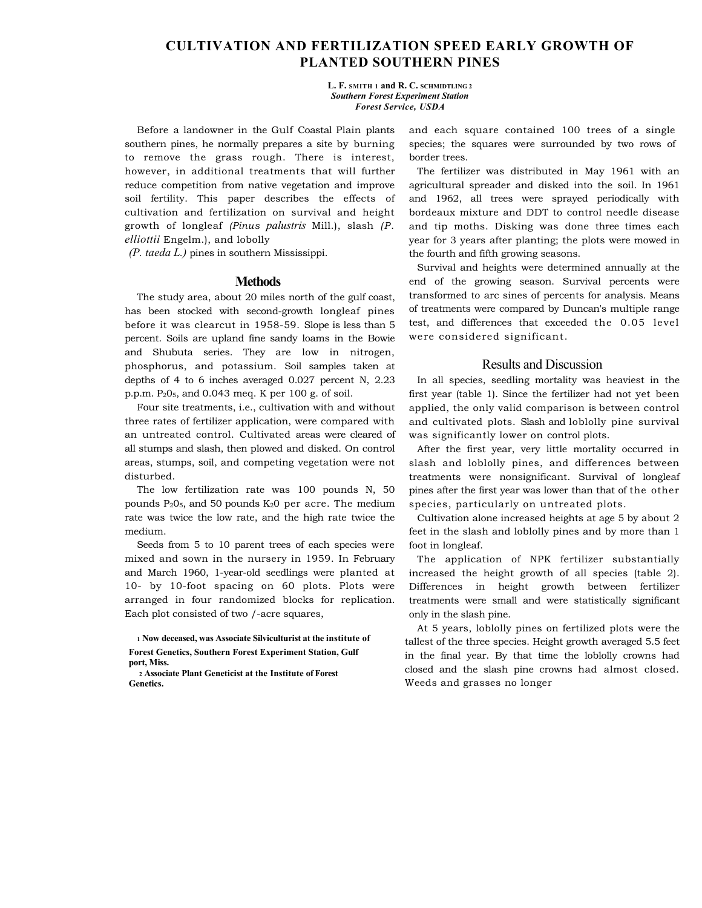# CULTIVATION AND FERTILIZATION SPEED EARLY GROWTH OF PLANTED SOUTHERN PINES

**L. F. SMITH [1] and R. C. SCHMIDTLING [2]**
*Southern Forest Experiment Station*
*Forest Service, USDA*

Before a landowner in the Gulf Coastal Plain plants southern pines, he normally prepares a site by burning to remove the grass rough. There is interest, however, in additional treatments that will further reduce competition from native vegetation and improve soil fertility. This paper describes the effects of cultivation and fertilization on survival and height growth of longleaf *(Pinus palustris* Mill.), slash *(P. elliottii* Engelm.), and loblolly *(P. taeda L.)* pines in southern Mississippi.

## Methods

The study area, about 20 miles north of the gulf coast, has been stocked with second-growth longleaf pines before it was clearcut in 1958-59. Slope is less than 5 percent. Soils are upland fine sandy loams in the Bowie and Shubuta series. They are low in nitrogen, phosphorus, and potassium. Soil samples taken at depths of 4 to 6 inches averaged 0.027 percent N, 2.23 p.p.m. $P_2O_5$, and 0.043 meq. K per 100 g. of soil.

Four site treatments, i.e., cultivation with and without three rates of fertilizer application, were compared with an untreated control. Cultivated areas were cleared of all stumps and slash, then plowed and disked. On control areas, stumps, soil, and competing vegetation were not disturbed.

The low fertilization rate was 100 pounds N, 50 pounds $P_2O_5$, and 50 pounds $K_2O$ per acre. The medium rate was twice the low rate, and the high rate twice the medium.

Seeds from 5 to 10 parent trees of each species were mixed and sown in the nursery in 1959. In February and March 1960, 1-year-old seedlings were planted at 10- by 10-foot spacing on 60 plots. Plots were arranged in four randomized blocks for replication. Each plot consisted of two /-acre squares, and each square contained 100 trees of a single species; the squares were surrounded by two rows of border trees.

The fertilizer was distributed in May 1961 with an agricultural spreader and disked into the soil. In 1961 and 1962, all trees were sprayed periodically with bordeaux mixture and DDT to control needle disease and tip moths. Disking was done three times each year for 3 years after planting; the plots were mowed in the fourth and fifth growing seasons.

Survival and heights were determined annually at the end of the growing season. Survival percents were transformed to arc sines of percents for analysis. Means of treatments were compared by Duncan's multiple range test, and differences that exceeded the 0.05 level were considered significant.

## Results and Discussion

In all species, seedling mortality was heaviest in the first year (table 1). Since the fertilizer had not yet been applied, the only valid comparison is between control and cultivated plots. Slash and loblolly pine survival was significantly lower on control plots.

After the first year, very little mortality occurred in slash and loblolly pines, and differences between treatments were nonsignificant. Survival of longleaf pines after the first year was lower than that of the other species, particularly on untreated plots.

Cultivation alone increased heights at age 5 by about 2 feet in the slash and loblolly pines and by more than 1 foot in longleaf.

The application of NPK fertilizer substantially increased the height growth of all species (table 2). Differences in height growth between fertilizer treatments were small and were statistically significant only in the slash pine.

At 5 years, loblolly pines on fertilized plots were the tallest of the three species. Height growth averaged 5.5 feet in the final year. By that time the loblolly crowns had closed and the slash pine crowns had almost closed. Weeds and grasses no longer

[1] Now deceased, was Associate Silviculturist at the institute of Forest Genetics, Southern Forest Experiment Station, Gulf port, Miss.

[2] Associate Plant Geneticist at the Institute of Forest Genetics.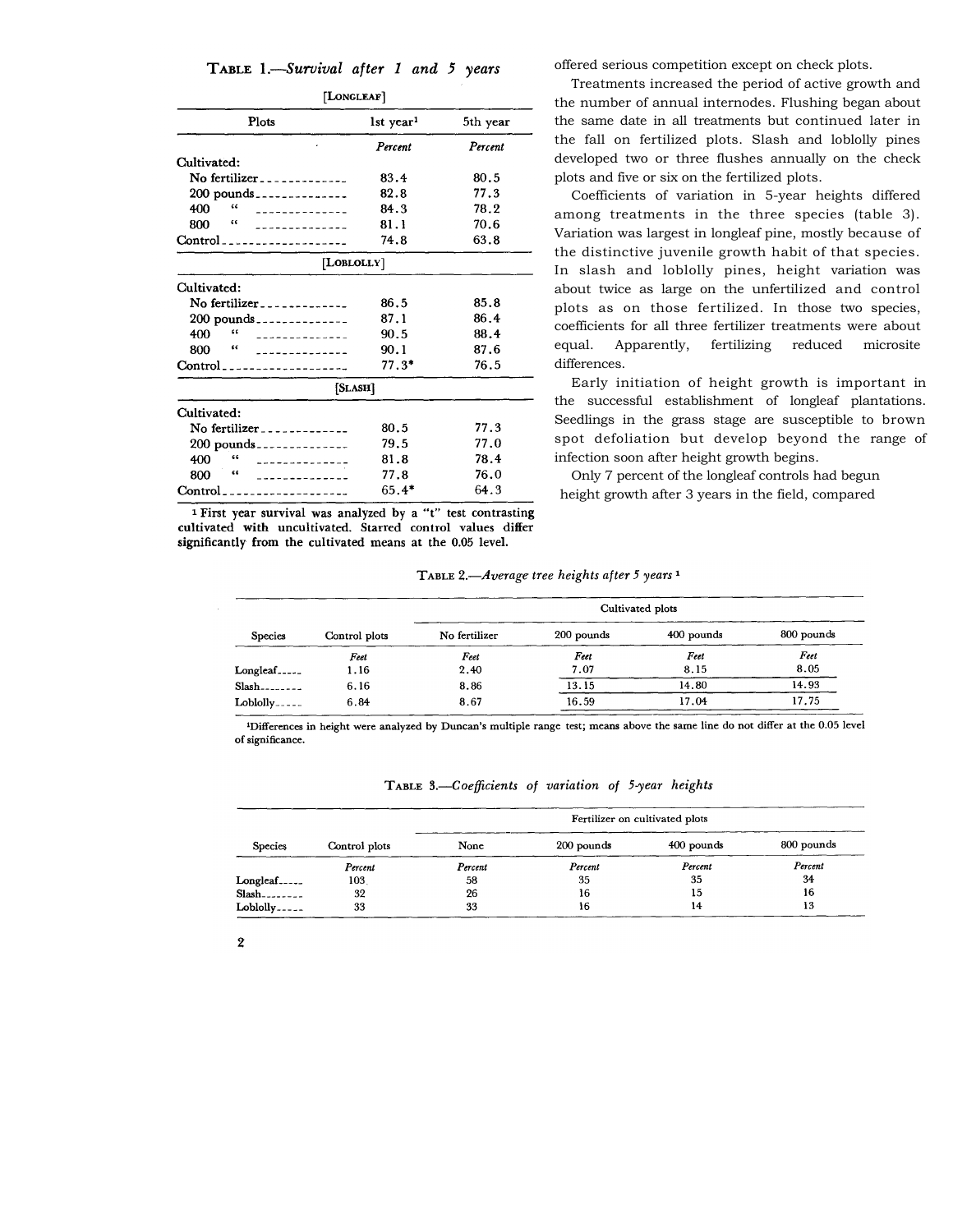TABLE 1.—*Survival after 1 and 5 years*

| Plots | 1st year[1] | 5th year |
|---|---|---|
| | *Percent* | *Percent* |
| **[LONGLEAF]** | | |
| Cultivated: | | |
| No fertilizer | 83.4 | 80.5 |
| 200 pounds | 82.8 | 77.3 |
| 400 " | 84.3 | 78.2 |
| 800 " | 81.1 | 70.6 |
| Control | 74.8 | 63.8 |
| **[LOBLOLLY]** | | |
| Cultivated: | | |
| No fertilizer | 86.5 | 85.8 |
| 200 pounds | 87.1 | 86.4 |
| 400 " | 90.5 | 88.4 |
| 800 " | 90.1 | 87.6 |
| Control | 77.3* | 76.5 |
| **[SLASH]** | | |
| Cultivated: | | |
| No fertilizer | 80.5 | 77.3 |
| 200 pounds | 79.5 | 77.0 |
| 400 " | 81.8 | 78.4 |
| 800 " | 77.8 | 76.0 |
| Control | 65.4* | 64.3 |

[1] First year survival was analyzed by a "t" test contrasting cultivated with uncultivated. Starred control values differ significantly from the cultivated means at the 0.05 level.

offered serious competition except on check plots.

Treatments increased the period of active growth and the number of annual internodes. Flushing began about the same date in all treatments but continued later in the fall on fertilized plots. Slash and loblolly pines developed two or three flushes annually on the check plots and five or six on the fertilized plots.

Coefficients of variation in 5-year heights differed among treatments in the three species (table 3). Variation was largest in longleaf pine, mostly because of the distinctive juvenile growth habit of that species. In slash and loblolly pines, height variation was about twice as large on the unfertilized and control plots as on those fertilized. In those two species, coefficients for all three fertilizer treatments were about equal. Apparently, fertilizing reduced microsite differences.

Early initiation of height growth is important in the successful establishment of longleaf plantations. Seedlings in the grass stage are susceptible to brown spot defoliation but develop beyond the range of infection soon after height growth begins.

Only 7 percent of the longleaf controls had begun height growth after 3 years in the field, compared

TABLE 2.—*Average tree heights after 5 years* [1]

| Species | Control plots | Cultivated plots | | | |
|---|---|---|---|---|---|
| | | No fertilizer | 200 pounds | 400 pounds | 800 pounds |
| | *Feet* | *Feet* | *Feet* | *Feet* | *Feet* |
| Longleaf | 1.16 | 2.40 | 7.07 | 8.15 | 8.05 |
| Slash | 6.16 | 8.86 | 13.15 | 14.80 | 14.93 |
| Loblolly | 6.84 | 8.67 | 16.59 | 17.04 | 17.75 |

[1] Differences in height were analyzed by Duncan's multiple range test; means above the same line do not differ at the 0.05 level of significance.

TABLE 3.—*Coefficients of variation of 5-year heights*

| Species | Control plots | Fertilizer on cultivated plots | | | |
|---|---|---|---|---|---|
| | | None | 200 pounds | 400 pounds | 800 pounds |
| | *Percent* | *Percent* | *Percent* | *Percent* | *Percent* |
| Longleaf | 103 | 58 | 35 | 35 | 34 |
| Slash | 32 | 26 | 16 | 15 | 16 |
| Loblolly | 33 | 33 | 16 | 14 | 13 |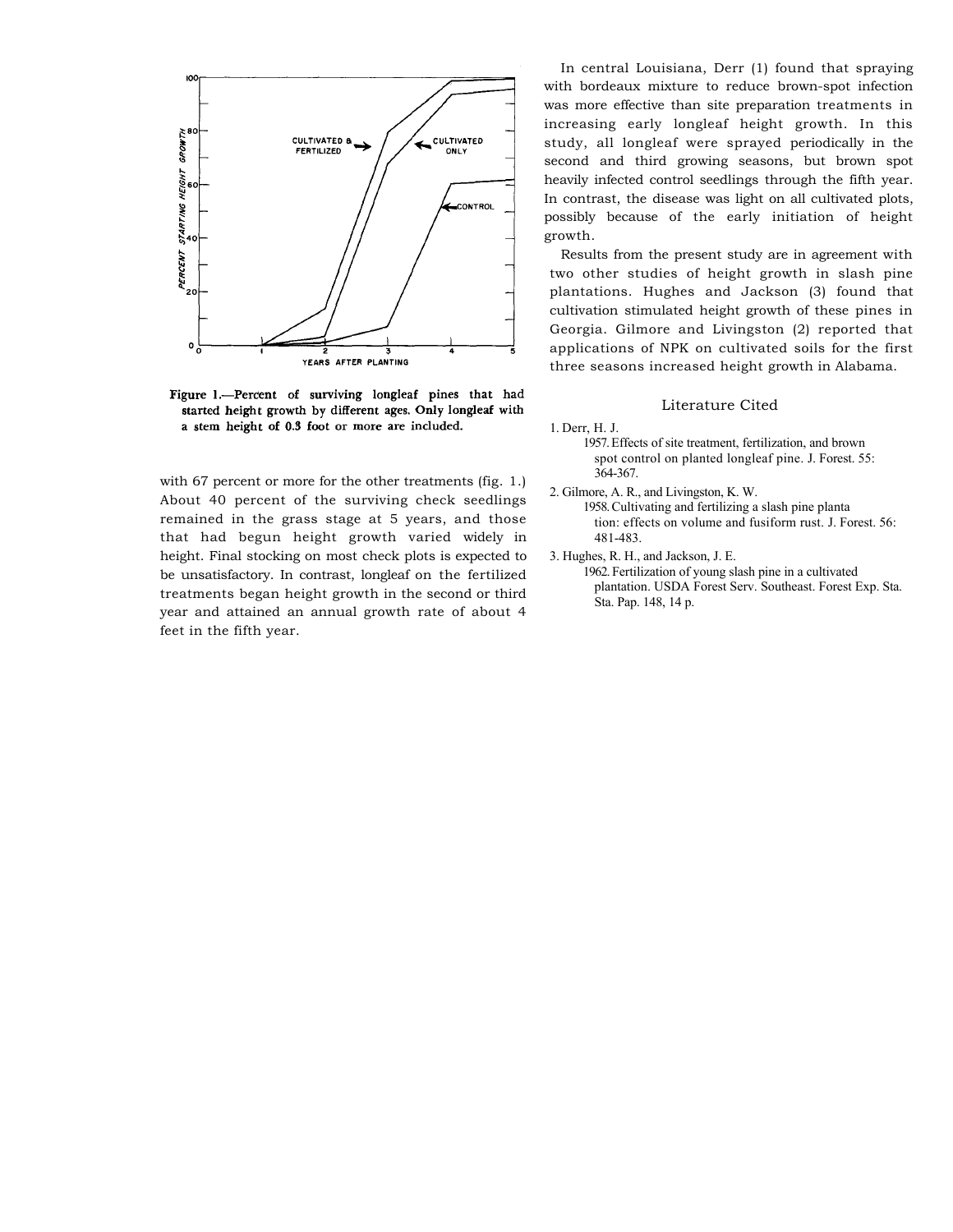100

80

60

40

20

0

PERCENT STARTING HEIGHT GROWTH

0 1 2 3 4 5

YEARS AFTER PLANTING

CULTIVATED & FERTILIZED

CULTIVATED ONLY

CONTROL

**Figure 1.—Percent of surviving longleaf pines that had started height growth by different ages. Only longleaf with a stem height of 0.3 foot or more are included.**

with 67 percent or more for the other treatments (fig. 1.) About 40 percent of the surviving check seedlings remained in the grass stage at 5 years, and those that had begun height growth varied widely in height. Final stocking on most check plots is expected to be unsatisfactory. In contrast, longleaf on the fertilized treatments began height growth in the second or third year and attained an annual growth rate of about 4 feet in the fifth year.

In central Louisiana, Derr (1) found that spraying with bordeaux mixture to reduce brown-spot infection was more effective than site preparation treatments in increasing early longleaf height growth. In this study, all longleaf were sprayed periodically in the second and third growing seasons, but brown spot heavily infected control seedlings through the fifth year. In contrast, the disease was light on all cultivated plots, possibly because of the early initiation of height growth.

Results from the present study are in agreement with two other studies of height growth in slash pine plantations. Hughes and Jackson (3) found that cultivation stimulated height growth of these pines in Georgia. Gilmore and Livingston (2) reported that applications of NPK on cultivated soils for the first three seasons increased height growth in Alabama.

## Literature Cited

1. Derr, H. J.
   1957. Effects of site treatment, fertilization, and brown spot control on planted longleaf pine. J. Forest. 55: 364-367.
2. Gilmore, A. R., and Livingston, K. W.
   1958. Cultivating and fertilizing a slash pine plantation: effects on volume and fusiform rust. J. Forest. 56: 481-483.
3. Hughes, R. H., and Jackson, J. E.
   1962. Fertilization of young slash pine in a cultivated plantation. USDA Forest Serv. Southeast. Forest Exp. Sta. Sta. Pap. 148, 14 p.